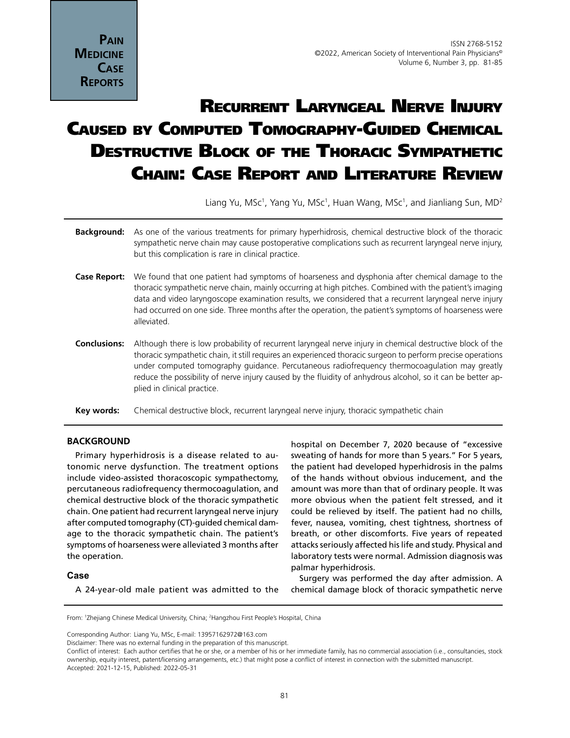# Recurrent Laryngeal Nerve Injury Caused by Computed Tomography-Guided Chemical Destructive Block of the Thoracic Sympathetic Chain: Case Report and Literature Review

Liang Yu, MSc[1], Yang Yu, MSc[1], Huan Wang, MSc[1], and Jianliang Sun, MD[2]

**Background:** As one of the various treatments for primary hyperhidrosis, chemical destructive block of the thoracic sympathetic nerve chain may cause postoperative complications such as recurrent laryngeal nerve injury, but this complication is rare in clinical practice.

**Case Report:** We found that one patient had symptoms of hoarseness and dysphonia after chemical damage to the thoracic sympathetic nerve chain, mainly occurring at high pitches. Combined with the patient's imaging data and video laryngoscope examination results, we considered that a recurrent laryngeal nerve injury had occurred on one side. Three months after the operation, the patient's symptoms of hoarseness were alleviated.

**Conclusions:** Although there is low probability of recurrent laryngeal nerve injury in chemical destructive block of the thoracic sympathetic chain, it still requires an experienced thoracic surgeon to perform precise operations under computed tomography guidance. Percutaneous radiofrequency thermocoagulation may greatly reduce the possibility of nerve injury caused by the fluidity of anhydrous alcohol, so it can be better applied in clinical practice.

**Key words:** Chemical destructive block, recurrent laryngeal nerve injury, thoracic sympathetic chain

## BACKGROUND

Primary hyperhidrosis is a disease related to autonomic nerve dysfunction. The treatment options include video-assisted thoracoscopic sympathectomy, percutaneous radiofrequency thermocoagulation, and chemical destructive block of the thoracic sympathetic chain. One patient had recurrent laryngeal nerve injury after computed tomography (CT)-guided chemical damage to the thoracic sympathetic chain. The patient's symptoms of hoarseness were alleviated 3 months after the operation.

### Case

A 24-year-old male patient was admitted to the hospital on December 7, 2020 because of "excessive sweating of hands for more than 5 years." For 5 years, the patient had developed hyperhidrosis in the palms of the hands without obvious inducement, and the amount was more than that of ordinary people. It was more obvious when the patient felt stressed, and it could be relieved by itself. The patient had no chills, fever, nausea, vomiting, chest tightness, shortness of breath, or other discomforts. Five years of repeated attacks seriously affected his life and study. Physical and laboratory tests were normal. Admission diagnosis was palmar hyperhidrosis.

Surgery was performed the day after admission. A chemical damage block of thoracic sympathetic nerve

From: [1]Zhejiang Chinese Medical University, China; [2]Hangzhou First People's Hospital, China

Corresponding Author: Liang Yu, MSc, E-mail: 13957162972@163.com

Disclaimer: There was no external funding in the preparation of this manuscript.

Conflict of interest: Each author certifies that he or she, or a member of his or her immediate family, has no commercial association (i.e., consultancies, stock ownership, equity interest, patent/licensing arrangements, etc.) that might pose a conflict of interest in connection with the submitted manuscript.

Accepted: 2021-12-15, Published: 2022-05-31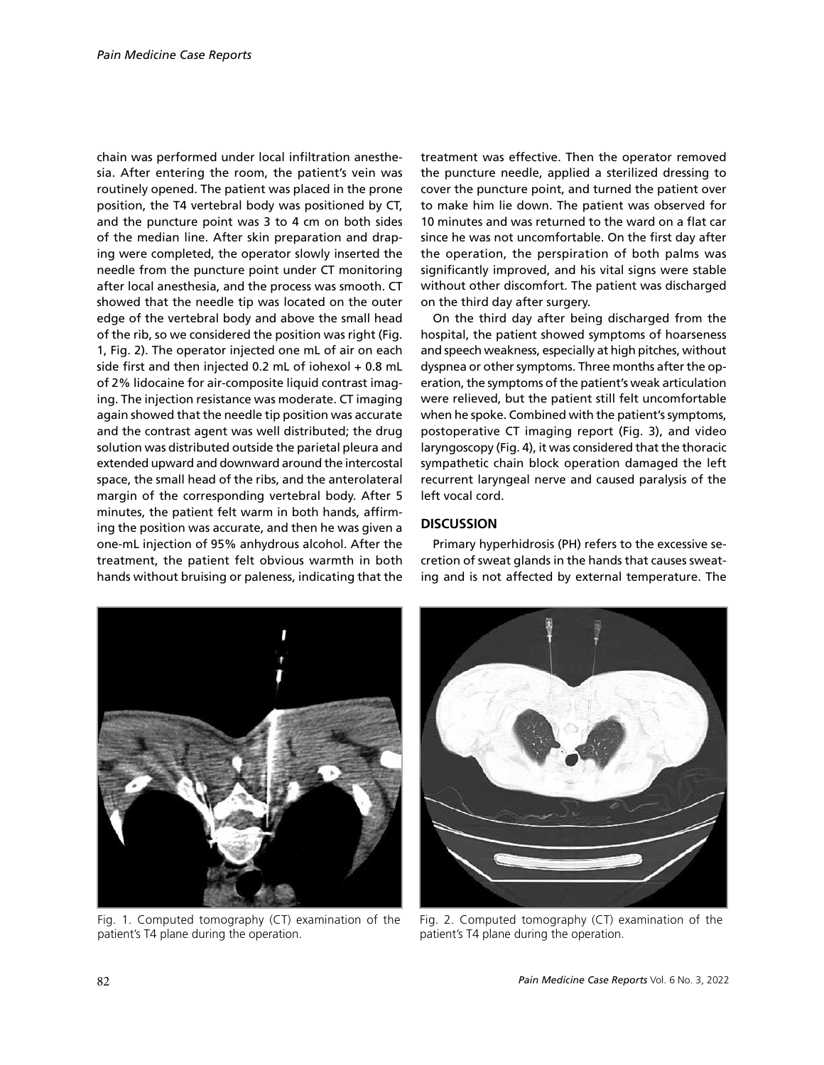chain was performed under local infiltration anesthesia. After entering the room, the patient's vein was routinely opened. The patient was placed in the prone position, the T4 vertebral body was positioned by CT, and the puncture point was 3 to 4 cm on both sides of the median line. After skin preparation and draping were completed, the operator slowly inserted the needle from the puncture point under CT monitoring after local anesthesia, and the process was smooth. CT showed that the needle tip was located on the outer edge of the vertebral body and above the small head of the rib, so we considered the position was right (Fig. 1, Fig. 2). The operator injected one mL of air on each side first and then injected 0.2 mL of iohexol + 0.8 mL of 2% lidocaine for air-composite liquid contrast imaging. The injection resistance was moderate. CT imaging again showed that the needle tip position was accurate and the contrast agent was well distributed; the drug solution was distributed outside the parietal pleura and extended upward and downward around the intercostal space, the small head of the ribs, and the anterolateral margin of the corresponding vertebral body. After 5 minutes, the patient felt warm in both hands, affirming the position was accurate, and then he was given a one-mL injection of 95% anhydrous alcohol. After the treatment, the patient felt obvious warmth in both hands without bruising or paleness, indicating that the treatment was effective. Then the operator removed the puncture needle, applied a sterilized dressing to cover the puncture point, and turned the patient over to make him lie down. The patient was observed for 10 minutes and was returned to the ward on a flat car since he was not uncomfortable. On the first day after the operation, the perspiration of both palms was significantly improved, and his vital signs were stable without other discomfort. The patient was discharged on the third day after surgery.

On the third day after being discharged from the hospital, the patient showed symptoms of hoarseness and speech weakness, especially at high pitches, without dyspnea or other symptoms. Three months after the operation, the symptoms of the patient's weak articulation were relieved, but the patient still felt uncomfortable when he spoke. Combined with the patient's symptoms, postoperative CT imaging report (Fig. 3), and video laryngoscopy (Fig. 4), it was considered that the thoracic sympathetic chain block operation damaged the left recurrent laryngeal nerve and caused paralysis of the left vocal cord.

## DISCUSSION

Primary hyperhidrosis (PH) refers to the excessive secretion of sweat glands in the hands that causes sweating and is not affected by external temperature. The

Fig. 1. Computed tomography (CT) examination of the patient's T4 plane during the operation.

Fig. 2. Computed tomography (CT) examination of the patient's T4 plane during the operation.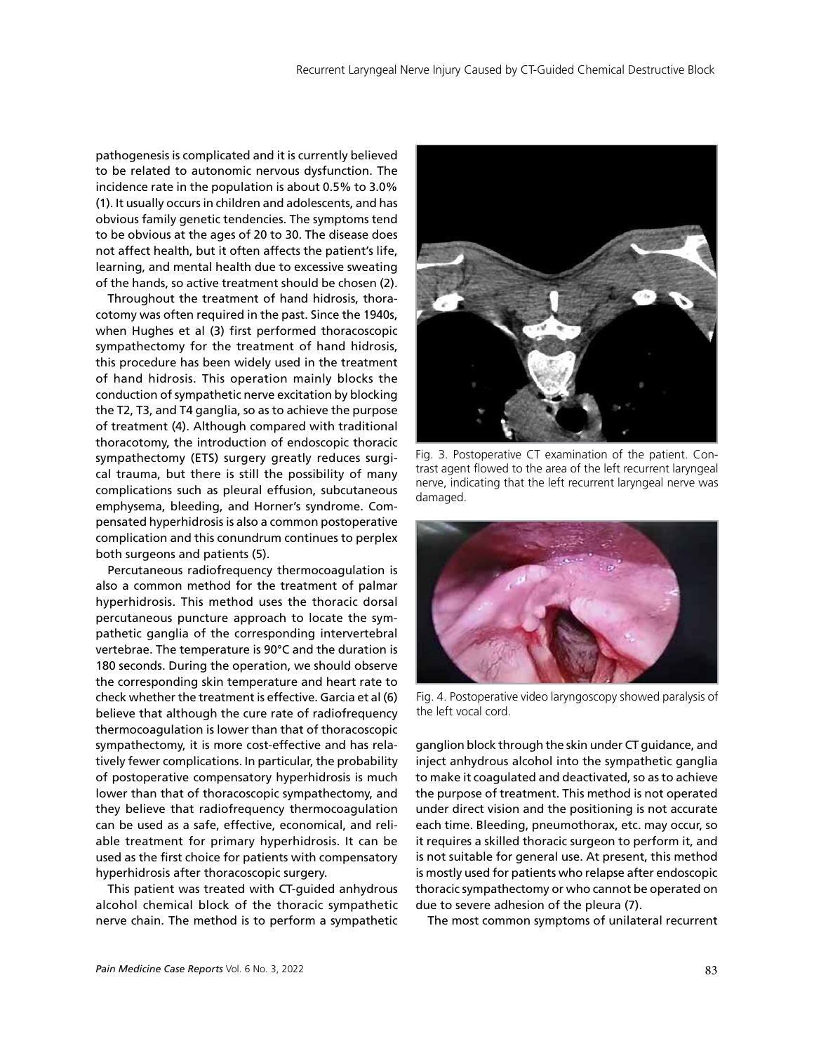pathogenesis is complicated and it is currently believed to be related to autonomic nervous dysfunction. The incidence rate in the population is about 0.5% to 3.0% (1). It usually occurs in children and adolescents, and has obvious family genetic tendencies. The symptoms tend to be obvious at the ages of 20 to 30. The disease does not affect health, but it often affects the patient's life, learning, and mental health due to excessive sweating of the hands, so active treatment should be chosen (2).

Throughout the treatment of hand hidrosis, thoracotomy was often required in the past. Since the 1940s, when Hughes et al (3) first performed thoracoscopic sympathectomy for the treatment of hand hidrosis, this procedure has been widely used in the treatment of hand hidrosis. This operation mainly blocks the conduction of sympathetic nerve excitation by blocking the T2, T3, and T4 ganglia, so as to achieve the purpose of treatment (4). Although compared with traditional thoracotomy, the introduction of endoscopic thoracic sympathectomy (ETS) surgery greatly reduces surgical trauma, but there is still the possibility of many complications such as pleural effusion, subcutaneous emphysema, bleeding, and Horner's syndrome. Compensated hyperhidrosis is also a common postoperative complication and this conundrum continues to perplex both surgeons and patients (5).

Percutaneous radiofrequency thermocoagulation is also a common method for the treatment of palmar hyperhidrosis. This method uses the thoracic dorsal percutaneous puncture approach to locate the sympathetic ganglia of the corresponding intervertebral vertebrae. The temperature is 90°C and the duration is 180 seconds. During the operation, we should observe the corresponding skin temperature and heart rate to check whether the treatment is effective. Garcia et al (6) believe that although the cure rate of radiofrequency thermocoagulation is lower than that of thoracoscopic sympathectomy, it is more cost-effective and has relatively fewer complications. In particular, the probability of postoperative compensatory hyperhidrosis is much lower than that of thoracoscopic sympathectomy, and they believe that radiofrequency thermocoagulation can be used as a safe, effective, economical, and reliable treatment for primary hyperhidrosis. It can be used as the first choice for patients with compensatory hyperhidrosis after thoracoscopic surgery.

This patient was treated with CT-guided anhydrous alcohol chemical block of the thoracic sympathetic nerve chain. The method is to perform a sympathetic ganglion block through the skin under CT guidance, and inject anhydrous alcohol into the sympathetic ganglia to make it coagulated and deactivated, so as to achieve the purpose of treatment. This method is not operated under direct vision and the positioning is not accurate each time. Bleeding, pneumothorax, etc. may occur, so it requires a skilled thoracic surgeon to perform it, and is not suitable for general use. At present, this method is mostly used for patients who relapse after endoscopic thoracic sympathectomy or who cannot be operated on due to severe adhesion of the pleura (7).

Fig. 3. Postoperative CT examination of the patient. Contrast agent flowed to the area of the left recurrent laryngeal nerve, indicating that the left recurrent laryngeal nerve was damaged.

Fig. 4. Postoperative video laryngoscopy showed paralysis of the left vocal cord.

The most common symptoms of unilateral recurrent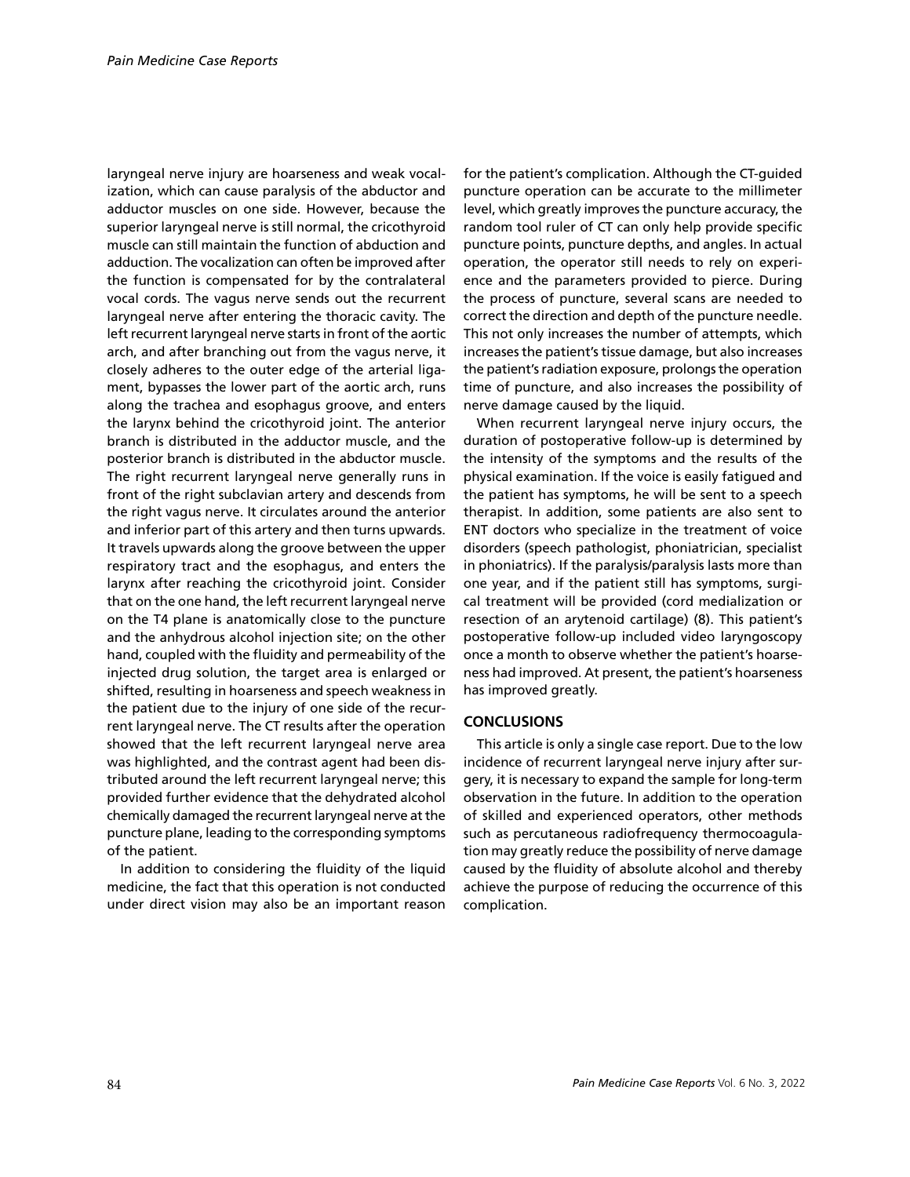laryngeal nerve injury are hoarseness and weak vocalization, which can cause paralysis of the abductor and adductor muscles on one side. However, because the superior laryngeal nerve is still normal, the cricothyroid muscle can still maintain the function of abduction and adduction. The vocalization can often be improved after the function is compensated for by the contralateral vocal cords. The vagus nerve sends out the recurrent laryngeal nerve after entering the thoracic cavity. The left recurrent laryngeal nerve starts in front of the aortic arch, and after branching out from the vagus nerve, it closely adheres to the outer edge of the arterial ligament, bypasses the lower part of the aortic arch, runs along the trachea and esophagus groove, and enters the larynx behind the cricothyroid joint. The anterior branch is distributed in the adductor muscle, and the posterior branch is distributed in the abductor muscle. The right recurrent laryngeal nerve generally runs in front of the right subclavian artery and descends from the right vagus nerve. It circulates around the anterior and inferior part of this artery and then turns upwards. It travels upwards along the groove between the upper respiratory tract and the esophagus, and enters the larynx after reaching the cricothyroid joint. Consider that on the one hand, the left recurrent laryngeal nerve on the T4 plane is anatomically close to the puncture and the anhydrous alcohol injection site; on the other hand, coupled with the fluidity and permeability of the injected drug solution, the target area is enlarged or shifted, resulting in hoarseness and speech weakness in the patient due to the injury of one side of the recurrent laryngeal nerve. The CT results after the operation showed that the left recurrent laryngeal nerve area was highlighted, and the contrast agent had been distributed around the left recurrent laryngeal nerve; this provided further evidence that the dehydrated alcohol chemically damaged the recurrent laryngeal nerve at the puncture plane, leading to the corresponding symptoms of the patient.

In addition to considering the fluidity of the liquid medicine, the fact that this operation is not conducted under direct vision may also be an important reason for the patient's complication. Although the CT-guided puncture operation can be accurate to the millimeter level, which greatly improves the puncture accuracy, the random tool ruler of CT can only help provide specific puncture points, puncture depths, and angles. In actual operation, the operator still needs to rely on experience and the parameters provided to pierce. During the process of puncture, several scans are needed to correct the direction and depth of the puncture needle. This not only increases the number of attempts, which increases the patient's tissue damage, but also increases the patient's radiation exposure, prolongs the operation time of puncture, and also increases the possibility of nerve damage caused by the liquid.

When recurrent laryngeal nerve injury occurs, the duration of postoperative follow-up is determined by the intensity of the symptoms and the results of the physical examination. If the voice is easily fatigued and the patient has symptoms, he will be sent to a speech therapist. In addition, some patients are also sent to ENT doctors who specialize in the treatment of voice disorders (speech pathologist, phoniatrician, specialist in phoniatrics). If the paralysis/paralysis lasts more than one year, and if the patient still has symptoms, surgical treatment will be provided (cord medialization or resection of an arytenoid cartilage) (8). This patient's postoperative follow-up included video laryngoscopy once a month to observe whether the patient's hoarseness had improved. At present, the patient's hoarseness has improved greatly.

## CONCLUSIONS

This article is only a single case report. Due to the low incidence of recurrent laryngeal nerve injury after surgery, it is necessary to expand the sample for long-term observation in the future. In addition to the operation of skilled and experienced operators, other methods such as percutaneous radiofrequency thermocoagulation may greatly reduce the possibility of nerve damage caused by the fluidity of absolute alcohol and thereby achieve the purpose of reducing the occurrence of this complication.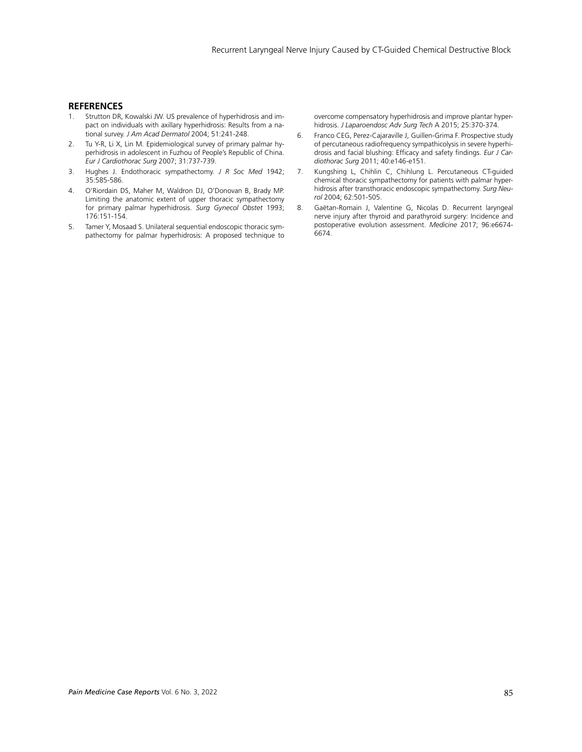## REFERENCES

1. Strutton DR, Kowalski JW. US prevalence of hyperhidrosis and impact on individuals with axillary hyperhidrosis: Results from a national survey. *J Am Acad Dermatol* 2004; 51:241-248.
2. Tu Y-R, Li X, Lin M. Epidemiological survey of primary palmar hyperhidrosis in adolescent in Fuzhou of People's Republic of China. *Eur J Cardiothorac Surg* 2007; 31:737-739.
3. Hughes J. Endothoracic sympathectomy. *J R Soc Med* 1942; 35:585-586.
4. O'Riordain DS, Maher M, Waldron DJ, O'Donovan B, Brady MP. Limiting the anatomic extent of upper thoracic sympathectomy for primary palmar hyperhidrosis. *Surg Gynecol Obstet* 1993; 176:151-154.
5. Tamer Y, Mosaad S. Unilateral sequential endoscopic thoracic sympathectomy for palmar hyperhidrosis: A proposed technique to overcome compensatory hyperhidrosis and improve plantar hyperhidrosis. *J Laparoendosc Adv Surg Tech* A 2015; 25:370-374.
6. Franco CEG, Perez-Cajaraville J, Guillen-Grima F. Prospective study of percutaneous radiofrequency sympathicolysis in severe hyperhidrosis and facial blushing: Efficacy and safety findings. *Eur J Cardiothorac Surg* 2011; 40:e146-e151.
7. Kungshing L, Chihlin C, Chihlung L. Percutaneous CT-guided chemical thoracic sympathectomy for patients with palmar hyperhidrosis after transthoracic endoscopic sympathectomy. *Surg Neurol* 2004; 62:501-505.
8. Gaëtan-Romain J, Valentine G, Nicolas D. Recurrent laryngeal nerve injury after thyroid and parathyroid surgery: Incidence and postoperative evolution assessment. *Medicine* 2017; 96:e6674-6674.